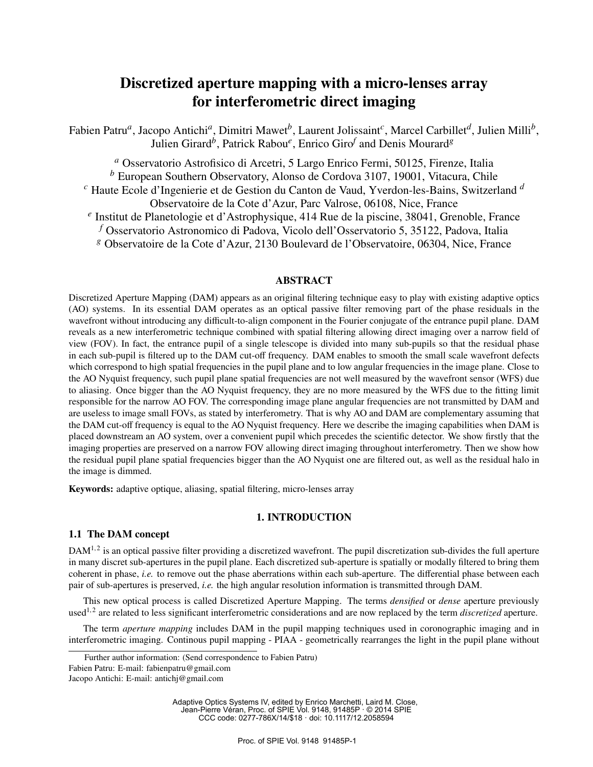# Discretized aperture mapping with a micro-lenses array for interferometric direct imaging

Fabien Patru[a], Jacopo Antichi[a], Dimitri Mawet[b], Laurent Jolissaint[c], Marcel Carbillet[d], Julien Milli[b], Julien Girard[b], Patrick Rabou[e], Enrico Giro[f] and Denis Mourard[g]

[a] Osservatorio Astrofisico di Arcetri, 5 Largo Enrico Fermi, 50125, Firenze, Italia
[b] European Southern Observatory, Alonso de Cordova 3107, 19001, Vitacura, Chile
[c] Haute Ecole d'Ingenierie et de Gestion du Canton de Vaud, Yverdon-les-Bains, Switzerland [d] Observatoire de la Cote d'Azur, Parc Valrose, 06108, Nice, France
[e] Institut de Planetologie et d'Astrophysique, 414 Rue de la piscine, 38041, Grenoble, France
[f] Osservatorio Astronomico di Padova, Vicolo dell'Osservatorio 5, 35122, Padova, Italia
[g] Observatoire de la Cote d'Azur, 2130 Boulevard de l'Observatoire, 06304, Nice, France

## ABSTRACT

Discretized Aperture Mapping (DAM) appears as an original filtering technique easy to play with existing adaptive optics (AO) systems. In its essential DAM operates as an optical passive filter removing part of the phase residuals in the wavefront without introducing any difficult-to-align component in the Fourier conjugate of the entrance pupil plane. DAM reveals as a new interferometric technique combined with spatial filtering allowing direct imaging over a narrow field of view (FOV). In fact, the entrance pupil of a single telescope is divided into many sub-pupils so that the residual phase in each sub-pupil is filtered up to the DAM cut-off frequency. DAM enables to smooth the small scale wavefront defects which correspond to high spatial frequencies in the pupil plane and to low angular frequencies in the image plane. Close to the AO Nyquist frequency, such pupil plane spatial frequencies are not well measured by the wavefront sensor (WFS) due to aliasing. Once bigger than the AO Nyquist frequency, they are no more measured by the WFS due to the fitting limit responsible for the narrow AO FOV. The corresponding image plane angular frequencies are not transmitted by DAM and are useless to image small FOVs, as stated by interferometry. That is why AO and DAM are complementary assuming that the DAM cut-off frequency is equal to the AO Nyquist frequency. Here we describe the imaging capabilities when DAM is placed downstream an AO system, over a convenient pupil which precedes the scientific detector. We show firstly that the imaging properties are preserved on a narrow FOV allowing direct imaging throughout interferometry. Then we show how the residual pupil plane spatial frequencies bigger than the AO Nyquist one are filtered out, as well as the residual halo in the image is dimmed.

**Keywords:** adaptive optique, aliasing, spatial filtering, micro-lenses array

## 1. INTRODUCTION

### 1.1 The DAM concept

DAM[1,2] is an optical passive filter providing a discretized wavefront. The pupil discretization sub-divides the full aperture in many discret sub-apertures in the pupil plane. Each discretized sub-aperture is spatially or modally filtered to bring them coherent in phase, *i.e.* to remove out the phase aberrations within each sub-aperture. The differential phase between each pair of sub-apertures is preserved, *i.e.* the high angular resolution information is transmitted through DAM.

This new optical process is called Discretized Aperture Mapping. The terms *densified* or *dense* aperture previously used[1,2] are related to less significant interferometric considerations and are now replaced by the term *discretized* aperture.

The term *aperture mapping* includes DAM in the pupil mapping techniques used in coronographic imaging and in interferometric imaging. Continous pupil mapping - PIAA - geometrically rearranges the light in the pupil plane without

Further author information: (Send correspondence to Fabien Patru)
Fabien Patru: E-mail: fabienpatru@gmail.com
Jacopo Antichi: E-mail: antichj@gmail.com

Adaptive Optics Systems IV, edited by Enrico Marchetti, Laird M. Close, Jean-Pierre Véran, Proc. of SPIE Vol. 9148, 91485P · © 2014 SPIE
CCC code: 0277-786X/14/$18 · doi: 10.1117/12.2058594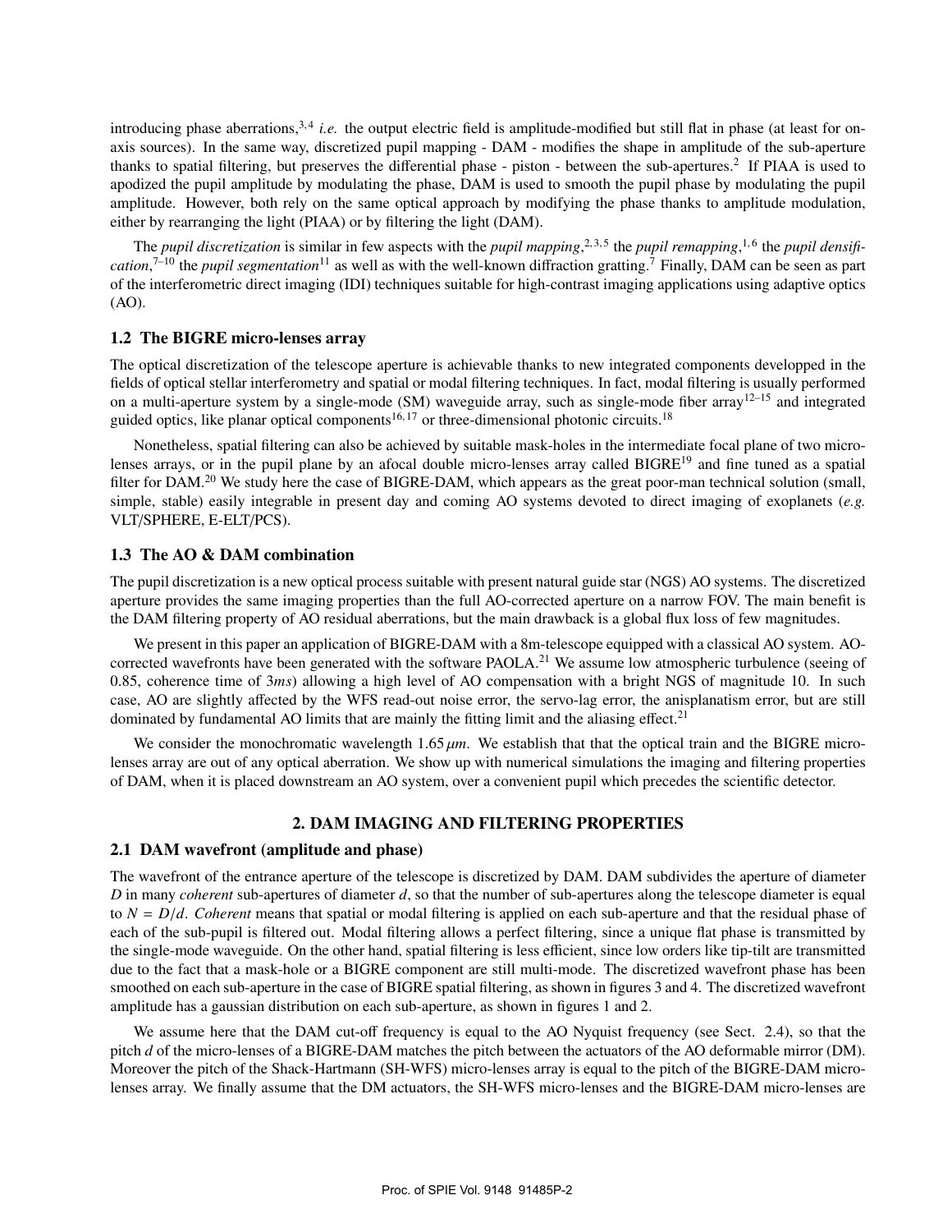introducing phase aberrations,[3,4] *i.e.* the output electric field is amplitude-modified but still flat in phase (at least for on-axis sources). In the same way, discretized pupil mapping - DAM - modifies the shape in amplitude of the sub-aperture thanks to spatial filtering, but preserves the differential phase - piston - between the sub-apertures.[2] If PIAA is used to apodized the pupil amplitude by modulating the phase, DAM is used to smooth the pupil phase by modulating the pupil amplitude. However, both rely on the same optical approach by modifying the phase thanks to amplitude modulation, either by rearranging the light (PIAA) or by filtering the light (DAM).

The *pupil discretization* is similar in few aspects with the *pupil mapping*,[2,3,5] the *pupil remapping*,[1,6] the *pupil densification*,[7–10] the *pupil segmentation*[11] as well as with the well-known diffraction gratting.[7] Finally, DAM can be seen as part of the interferometric direct imaging (IDI) techniques suitable for high-contrast imaging applications using adaptive optics (AO).

### 1.2 The BIGRE micro-lenses array

The optical discretization of the telescope aperture is achievable thanks to new integrated components developped in the fields of optical stellar interferometry and spatial or modal filtering techniques. In fact, modal filtering is usually performed on a multi-aperture system by a single-mode (SM) waveguide array, such as single-mode fiber array[12–15] and integrated guided optics, like planar optical components[16,17] or three-dimensional photonic circuits.[18]

Nonetheless, spatial filtering can also be achieved by suitable mask-holes in the intermediate focal plane of two micro-lenses arrays, or in the pupil plane by an afocal double micro-lenses array called BIGRE[19] and fine tuned as a spatial filter for DAM.[20] We study here the case of BIGRE-DAM, which appears as the great poor-man technical solution (small, simple, stable) easily integrable in present day and coming AO systems devoted to direct imaging of exoplanets (*e.g.* VLT/SPHERE, E-ELT/PCS).

### 1.3 The AO & DAM combination

The pupil discretization is a new optical process suitable with present natural guide star (NGS) AO systems. The discretized aperture provides the same imaging properties than the full AO-corrected aperture on a narrow FOV. The main benefit is the DAM filtering property of AO residual aberrations, but the main drawback is a global flux loss of few magnitudes.

We present in this paper an application of BIGRE-DAM with a 8m-telescope equipped with a classical AO system. AO-corrected wavefronts have been generated with the software PAOLA.[21] We assume low atmospheric turbulence (seeing of 0.85, coherence time of 3*ms*) allowing a high level of AO compensation with a bright NGS of magnitude 10. In such case, AO are slightly affected by the WFS read-out noise error, the servo-lag error, the anisplanatism error, but are still dominated by fundamental AO limits that are mainly the fitting limit and the aliasing effect.[21]

We consider the monochromatic wavelength $1.65\,\mu m$. We establish that that the optical train and the BIGRE micro-lenses array are out of any optical aberration. We show up with numerical simulations the imaging and filtering properties of DAM, when it is placed downstream an AO system, over a convenient pupil which precedes the scientific detector.

## 2. DAM IMAGING AND FILTERING PROPERTIES

### 2.1 DAM wavefront (amplitude and phase)

The wavefront of the entrance aperture of the telescope is discretized by DAM. DAM subdivides the aperture of diameter $D$ in many *coherent* sub-apertures of diameter $d$, so that the number of sub-apertures along the telescope diameter is equal to $N = D/d$. *Coherent* means that spatial or modal filtering is applied on each sub-aperture and that the residual phase of each of the sub-pupil is filtered out. Modal filtering allows a perfect filtering, since a unique flat phase is transmitted by the single-mode waveguide. On the other hand, spatial filtering is less efficient, since low orders like tip-tilt are transmitted due to the fact that a mask-hole or a BIGRE component are still multi-mode. The discretized wavefront phase has been smoothed on each sub-aperture in the case of BIGRE spatial filtering, as shown in figures 3 and 4. The discretized wavefront amplitude has a gaussian distribution on each sub-aperture, as shown in figures 1 and 2.

We assume here that the DAM cut-off frequency is equal to the AO Nyquist frequency (see Sect. 2.4), so that the pitch $d$ of the micro-lenses of a BIGRE-DAM matches the pitch between the actuators of the AO deformable mirror (DM). Moreover the pitch of the Shack-Hartmann (SH-WFS) micro-lenses array is equal to the pitch of the BIGRE-DAM micro-lenses array. We finally assume that the DM actuators, the SH-WFS micro-lenses and the BIGRE-DAM micro-lenses are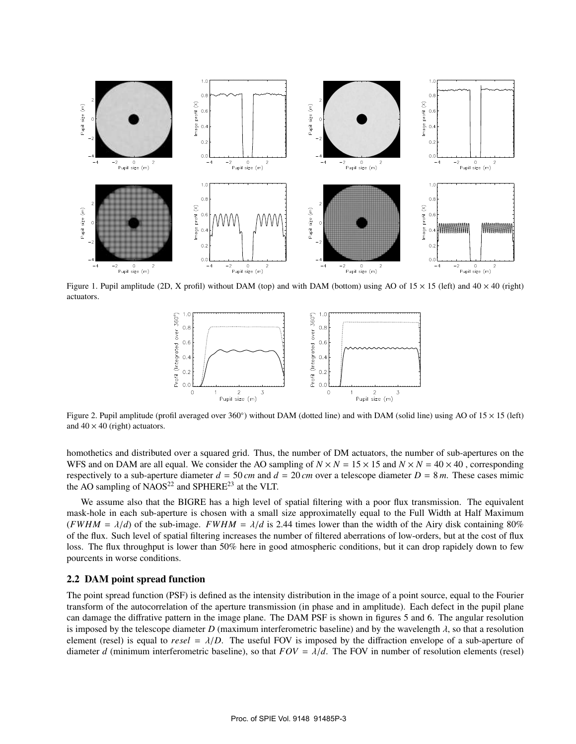Figure 1. Pupil amplitude (2D, X profil) without DAM (top) and with DAM (bottom) using AO of $15 \times 15$ (left) and $40 \times 40$ (right) actuators.

Figure 2. Pupil amplitude (profil averaged over 360°) without DAM (dotted line) and with DAM (solid line) using AO of $15 \times 15$ (left) and $40 \times 40$ (right) actuators.

homothetics and distributed over a squared grid. Thus, the number of DM actuators, the number of sub-apertures on the WFS and on DAM are all equal. We consider the AO sampling of $N \times N = 15 \times 15$ and $N \times N = 40 \times 40$ , corresponding respectively to a sub-aperture diameter $d = 50\,cm$ and $d = 20\,cm$ over a telescope diameter $D = 8\,m$. These cases mimic the AO sampling of NAOS[22] and SPHERE[23] at the VLT.

We assume also that the BIGRE has a high level of spatial filtering with a poor flux transmission. The equivalent mask-hole in each sub-aperture is chosen with a small size approximatelly equal to the Full Width at Half Maximum ($FWHM = \lambda/d$) of the sub-image. $FWHM = \lambda/d$ is 2.44 times lower than the width of the Airy disk containing 80% of the flux. Such level of spatial filtering increases the number of filtered aberrations of low-orders, but at the cost of flux loss. The flux throughput is lower than 50% here in good atmospheric conditions, but it can drop rapidely down to few pourcents in worse conditions.

### 2.2 DAM point spread function

The point spread function (PSF) is defined as the intensity distribution in the image of a point source, equal to the Fourier transform of the autocorrelation of the aperture transmission (in phase and in amplitude). Each defect in the pupil plane can damage the diffrative pattern in the image plane. The DAM PSF is shown in figures 5 and 6. The angular resolution is imposed by the telescope diameter $D$ (maximum interferometric baseline) and by the wavelength $\lambda$, so that a resolution element (resel) is equal to $resel = \lambda/D$. The useful FOV is imposed by the diffraction envelope of a sub-aperture of diameter $d$ (minimum interferometric baseline), so that $FOV = \lambda/d$. The FOV in number of resolution elements (resel)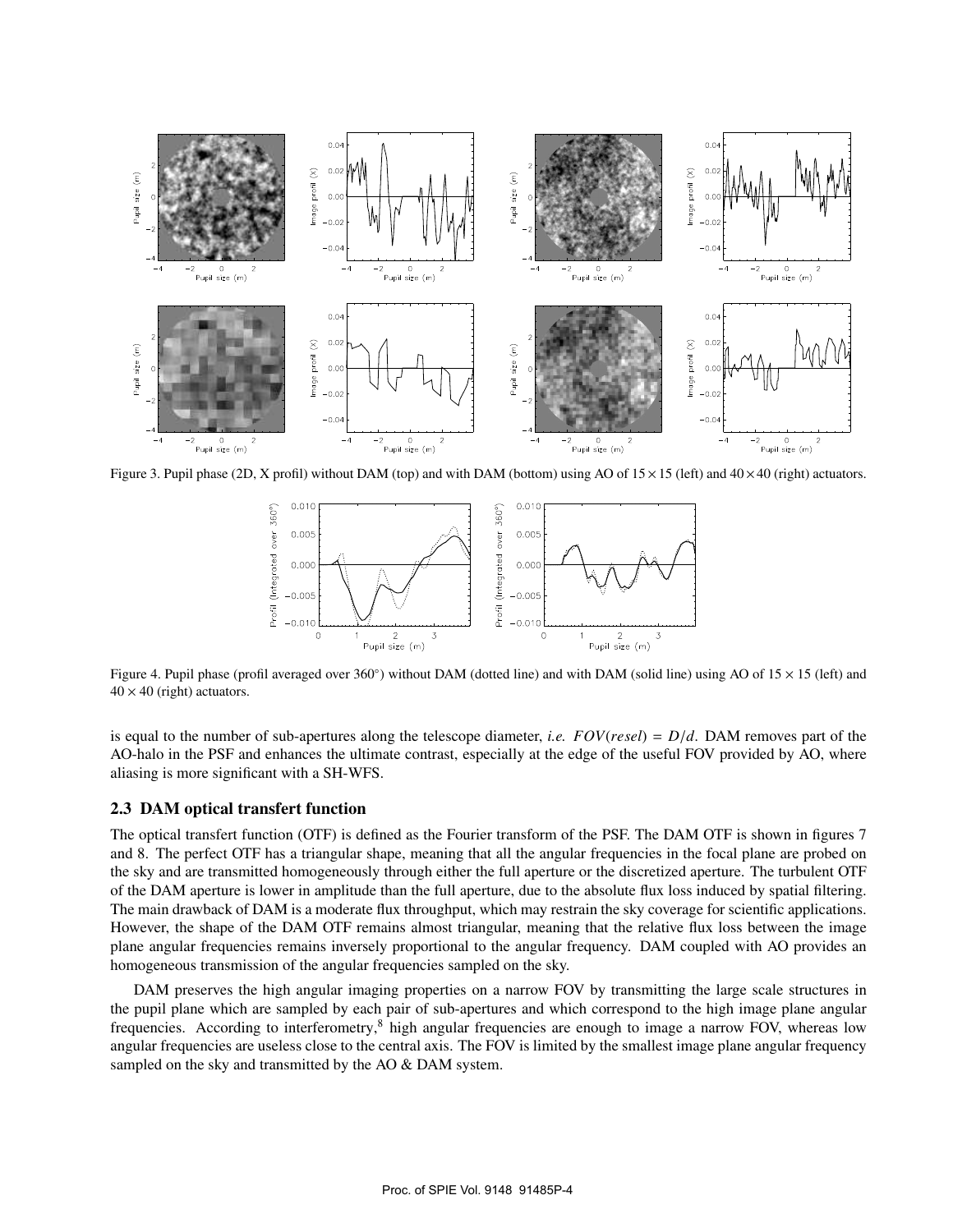Figure 3. Pupil phase (2D, X profil) without DAM (top) and with DAM (bottom) using AO of $15 \times 15$ (left) and $40 \times 40$ (right) actuators.

Figure 4. Pupil phase (profil averaged over 360°) without DAM (dotted line) and with DAM (solid line) using AO of $15 \times 15$ (left) and $40 \times 40$ (right) actuators.

is equal to the number of sub-apertures along the telescope diameter, *i.e.* $FOV(resel) = D/d$. DAM removes part of the AO-halo in the PSF and enhances the ultimate contrast, especially at the edge of the useful FOV provided by AO, where aliasing is more significant with a SH-WFS.

### 2.3 DAM optical transfert function

The optical transfert function (OTF) is defined as the Fourier transform of the PSF. The DAM OTF is shown in figures 7 and 8. The perfect OTF has a triangular shape, meaning that all the angular frequencies in the focal plane are probed on the sky and are transmitted homogeneously through either the full aperture or the discretized aperture. The turbulent OTF of the DAM aperture is lower in amplitude than the full aperture, due to the absolute flux loss induced by spatial filtering. The main drawback of DAM is a moderate flux throughput, which may restrain the sky coverage for scientific applications. However, the shape of the DAM OTF remains almost triangular, meaning that the relative flux loss between the image plane angular frequencies remains inversely proportional to the angular frequency. DAM coupled with AO provides an homogeneous transmission of the angular frequencies sampled on the sky.

DAM preserves the high angular imaging properties on a narrow FOV by transmitting the large scale structures in the pupil plane which are sampled by each pair of sub-apertures and which correspond to the high image plane angular frequencies. According to interferometry,[8] high angular frequencies are enough to image a narrow FOV, whereas low angular frequencies are useless close to the central axis. The FOV is limited by the smallest image plane angular frequency sampled on the sky and transmitted by the AO & DAM system.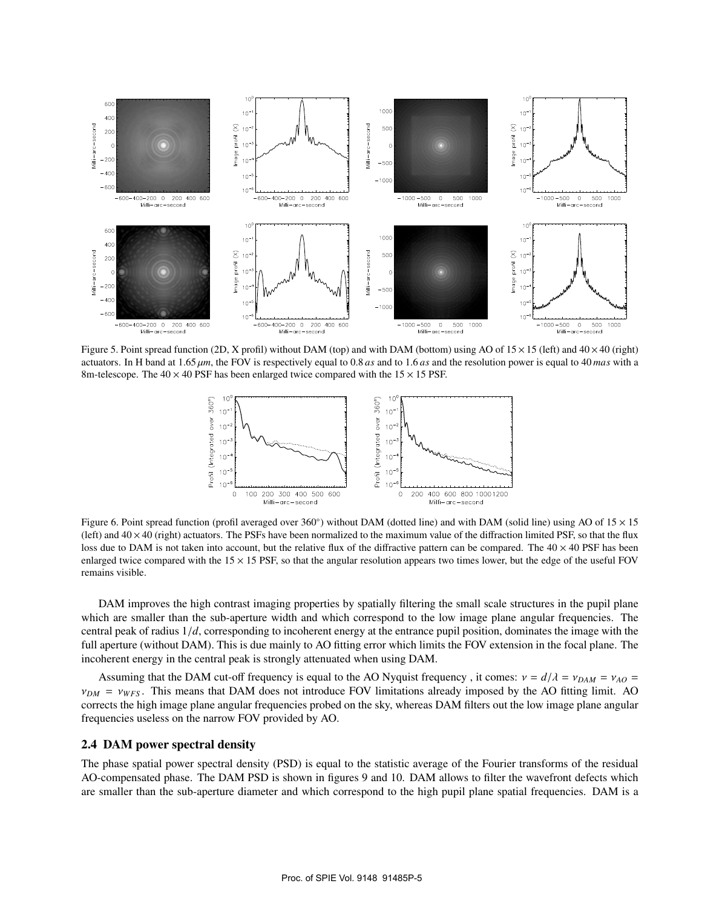Figure 5. Point spread function (2D, X profil) without DAM (top) and with DAM (bottom) using AO of $15 \times 15$ (left) and $40 \times 40$ (right) actuators. In H band at $1.65\,\mu m$, the FOV is respectively equal to $0.8\,as$ and to $1.6\,as$ and the resolution power is equal to $40\,mas$ with a 8m-telescope. The $40 \times 40$ PSF has been enlarged twice compared with the $15 \times 15$ PSF.

Figure 6. Point spread function (profil averaged over 360°) without DAM (dotted line) and with DAM (solid line) using AO of $15 \times 15$ (left) and $40 \times 40$ (right) actuators. The PSFs have been normalized to the maximum value of the diffraction limited PSF, so that the flux loss due to DAM is not taken into account, but the relative flux of the diffractive pattern can be compared. The $40 \times 40$ PSF has been enlarged twice compared with the $15 \times 15$ PSF, so that the angular resolution appears two times lower, but the edge of the useful FOV remains visible.

DAM improves the high contrast imaging properties by spatially filtering the small scale structures in the pupil plane which are smaller than the sub-aperture width and which correspond to the low image plane angular frequencies. The central peak of radius $1/d$, corresponding to incoherent energy at the entrance pupil position, dominates the image with the full aperture (without DAM). This is due mainly to AO fitting error which limits the FOV extension in the focal plane. The incoherent energy in the central peak is strongly attenuated when using DAM.

Assuming that the DAM cut-off frequency is equal to the AO Nyquist frequency , it comes: $\nu = d/\lambda = \nu_{DAM} = \nu_{AO} = \nu_{DM} = \nu_{WFS}$. This means that DAM does not introduce FOV limitations already imposed by the AO fitting limit. AO corrects the high image plane angular frequencies probed on the sky, whereas DAM filters out the low image plane angular frequencies useless on the narrow FOV provided by AO.

## 2.4 DAM power spectral density

The phase spatial power spectral density (PSD) is equal to the statistic average of the Fourier transforms of the residual AO-compensated phase. The DAM PSD is shown in figures 9 and 10. DAM allows to filter the wavefront defects which are smaller than the sub-aperture diameter and which correspond to the high pupil plane spatial frequencies. DAM is a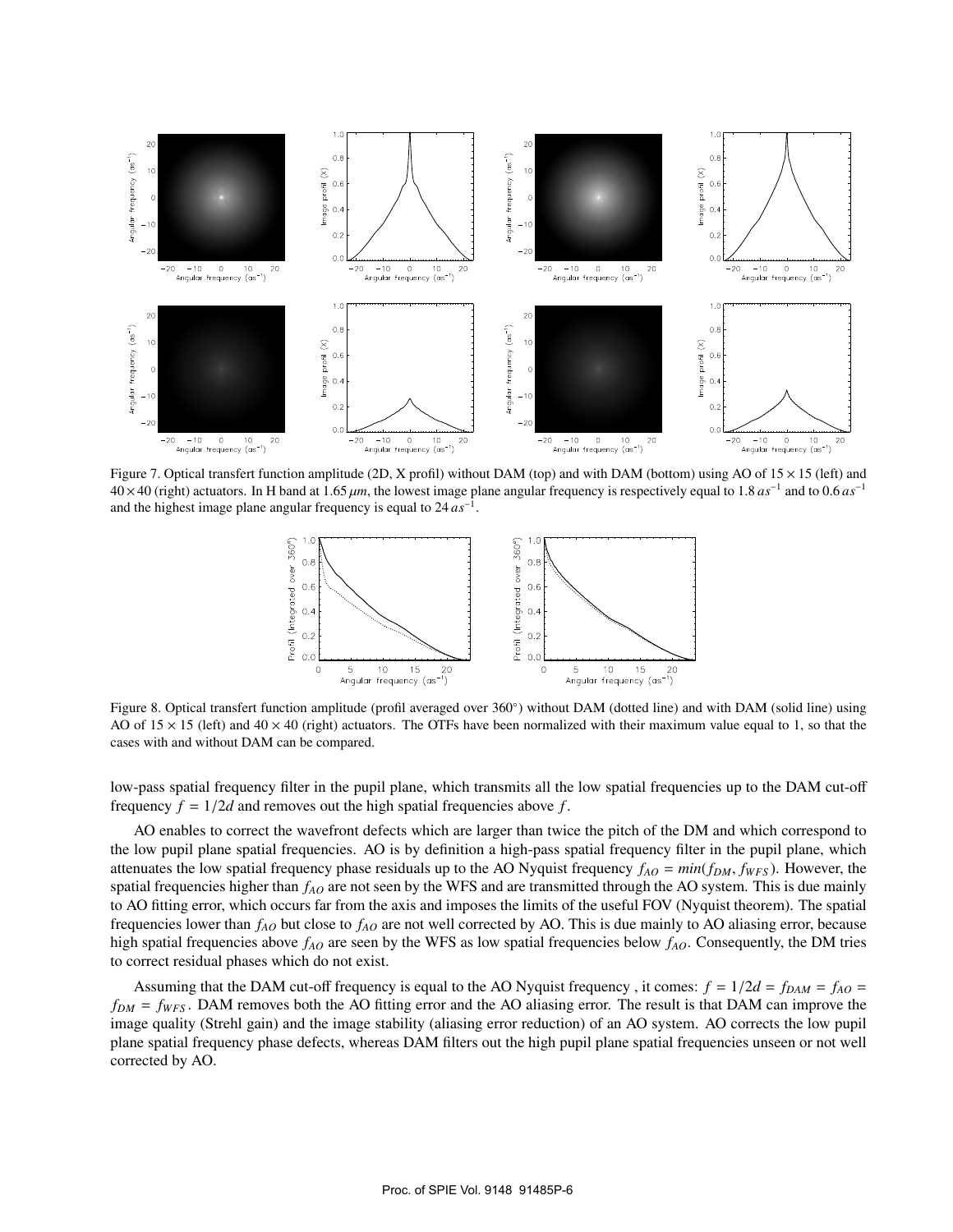Figure 7. Optical transfert function amplitude (2D, X profil) without DAM (top) and with DAM (bottom) using AO of $15 \times 15$ (left) and $40 \times 40$ (right) actuators. In H band at $1.65\,\mu m$, the lowest image plane angular frequency is respectively equal to $1.8\,as^{-1}$ and to $0.6\,as^{-1}$ and the highest image plane angular frequency is equal to $24\,as^{-1}$.

Figure 8. Optical transfert function amplitude (profil averaged over 360°) without DAM (dotted line) and with DAM (solid line) using AO of $15 \times 15$ (left) and $40 \times 40$ (right) actuators. The OTFs have been normalized with their maximum value equal to 1, so that the cases with and without DAM can be compared.

low-pass spatial frequency filter in the pupil plane, which transmits all the low spatial frequencies up to the DAM cut-off frequency $f = 1/2d$ and removes out the high spatial frequencies above $f$.

AO enables to correct the wavefront defects which are larger than twice the pitch of the DM and which correspond to the low pupil plane spatial frequencies. AO is by definition a high-pass spatial frequency filter in the pupil plane, which attenuates the low spatial frequency phase residuals up to the AO Nyquist frequency $f_{AO} = min(f_{DM}, f_{WFS})$. However, the spatial frequencies higher than $f_{AO}$ are not seen by the WFS and are transmitted through the AO system. This is due mainly to AO fitting error, which occurs far from the axis and imposes the limits of the useful FOV (Nyquist theorem). The spatial frequencies lower than $f_{AO}$ but close to $f_{AO}$ are not well corrected by AO. This is due mainly to AO aliasing error, because high spatial frequencies above $f_{AO}$ are seen by the WFS as low spatial frequencies below $f_{AO}$. Consequently, the DM tries to correct residual phases which do not exist.

Assuming that the DAM cut-off frequency is equal to the AO Nyquist frequency , it comes: $f = 1/2d = f_{DAM} = f_{AO} = f_{DM} = f_{WFS}$. DAM removes both the AO fitting error and the AO aliasing error. The result is that DAM can improve the image quality (Strehl gain) and the image stability (aliasing error reduction) of an AO system. AO corrects the low pupil plane spatial frequency phase defects, whereas DAM filters out the high pupil plane spatial frequencies unseen or not well corrected by AO.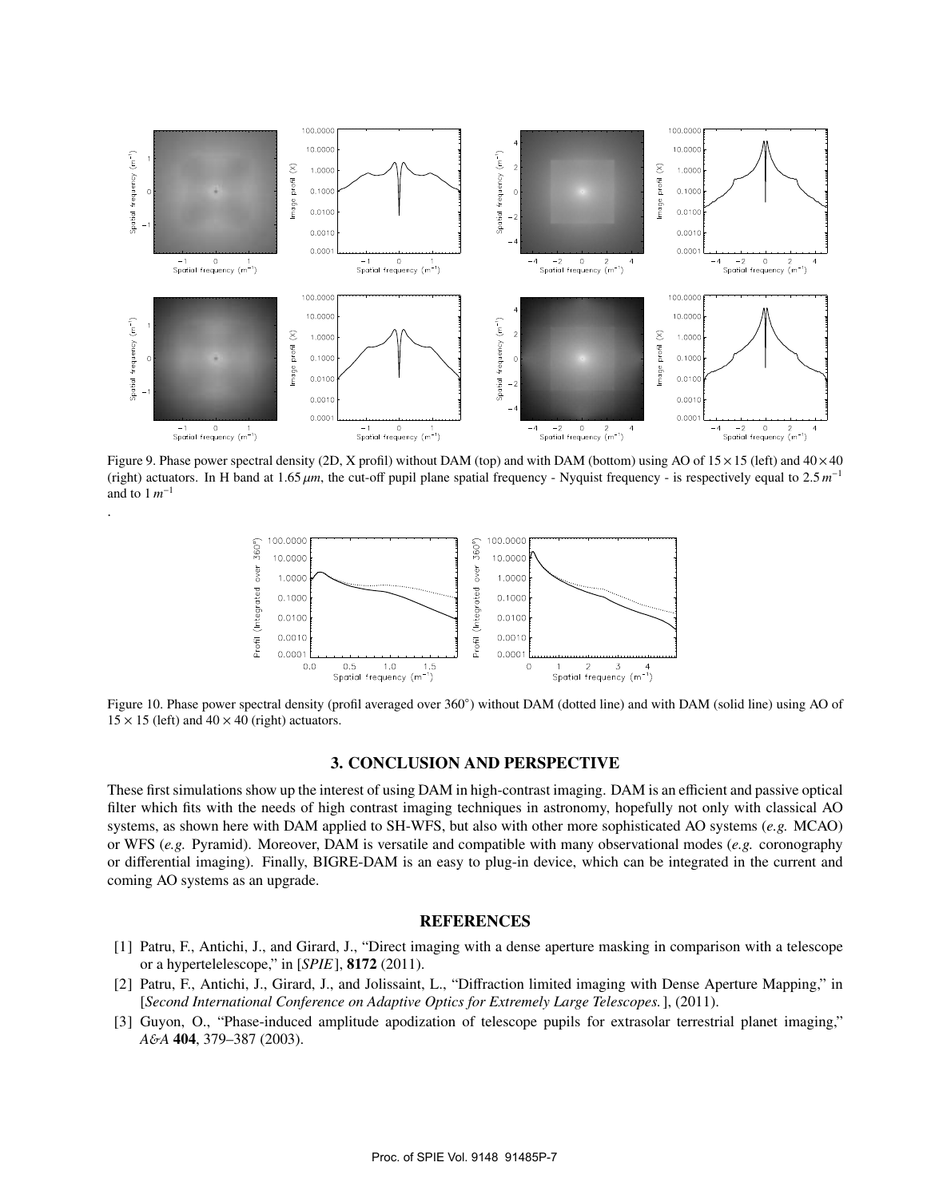Figure 9. Phase power spectral density (2D, X profil) without DAM (top) and with DAM (bottom) using AO of $15 \times 15$ (left) and $40 \times 40$ (right) actuators. In H band at $1.65\,\mu m$, the cut-off pupil plane spatial frequency - Nyquist frequency - is respectively equal to $2.5\,m^{-1}$ and to $1\,m^{-1}$

.

Figure 10. Phase power spectral density (profil averaged over 360°) without DAM (dotted line) and with DAM (solid line) using AO of $15 \times 15$ (left) and $40 \times 40$ (right) actuators.

## 3. CONCLUSION AND PERSPECTIVE

These first simulations show up the interest of using DAM in high-contrast imaging. DAM is an efficient and passive optical filter which fits with the needs of high contrast imaging techniques in astronomy, hopefully not only with classical AO systems, as shown here with DAM applied to SH-WFS, but also with other more sophisticated AO systems (*e.g.* MCAO) or WFS (*e.g.* Pyramid). Moreover, DAM is versatile and compatible with many observational modes (*e.g.* coronography or differential imaging). Finally, BIGRE-DAM is an easy to plug-in device, which can be integrated in the current and coming AO systems as an upgrade.

## REFERENCES

[1] Patru, F., Antichi, J., and Girard, J., "Direct imaging with a dense aperture masking in comparison with a telescope or a hypertelelescope," in [*SPIE*], **8172** (2011).

[2] Patru, F., Antichi, J., Girard, J., and Jolissaint, L., "Diffraction limited imaging with Dense Aperture Mapping," in [*Second International Conference on Adaptive Optics for Extremely Large Telescopes.*], (2011).

[3] Guyon, O., "Phase-induced amplitude apodization of telescope pupils for extrasolar terrestrial planet imaging," *A&A* **404**, 379–387 (2003).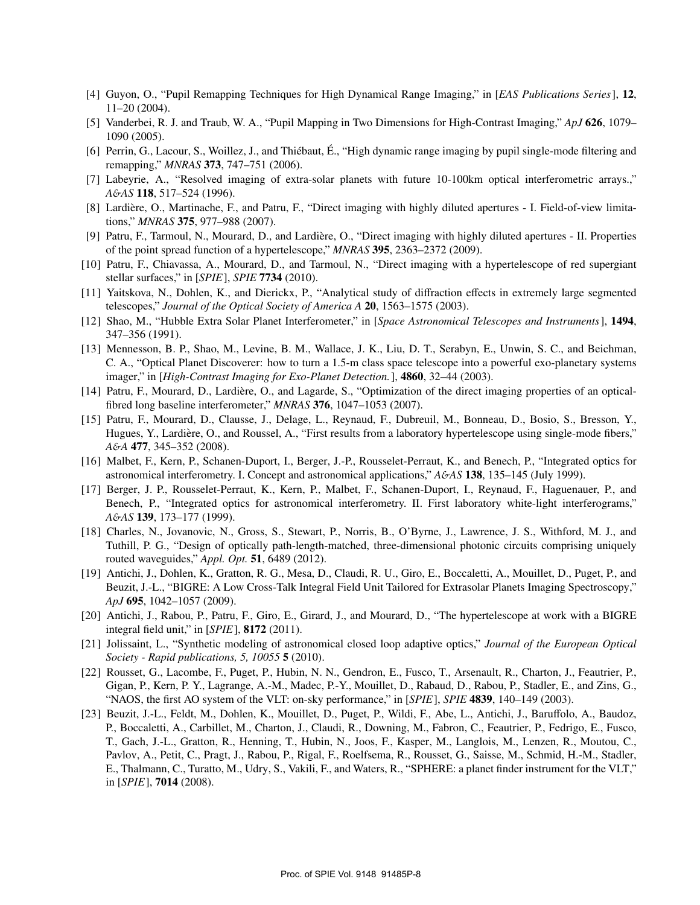[4] Guyon, O., "Pupil Remapping Techniques for High Dynamical Range Imaging," in [*EAS Publications Series*], **12**, 11–20 (2004).

[5] Vanderbei, R. J. and Traub, W. A., "Pupil Mapping in Two Dimensions for High-Contrast Imaging," *ApJ* **626**, 1079–1090 (2005).

[6] Perrin, G., Lacour, S., Woillez, J., and Thiébaut, É., "High dynamic range imaging by pupil single-mode filtering and remapping," *MNRAS* **373**, 747–751 (2006).

[7] Labeyrie, A., "Resolved imaging of extra-solar planets with future 10-100km optical interferometric arrays.," *A&AS* **118**, 517–524 (1996).

[8] Lardière, O., Martinache, F., and Patru, F., "Direct imaging with highly diluted apertures - I. Field-of-view limitations," *MNRAS* **375**, 977–988 (2007).

[9] Patru, F., Tarmoul, N., Mourard, D., and Lardière, O., "Direct imaging with highly diluted apertures - II. Properties of the point spread function of a hypertelescope," *MNRAS* **395**, 2363–2372 (2009).

[10] Patru, F., Chiavassa, A., Mourard, D., and Tarmoul, N., "Direct imaging with a hypertelescope of red supergiant stellar surfaces," in [*SPIE*], *SPIE* **7734** (2010).

[11] Yaitskova, N., Dohlen, K., and Dierickx, P., "Analytical study of diffraction effects in extremely large segmented telescopes," *Journal of the Optical Society of America A* **20**, 1563–1575 (2003).

[12] Shao, M., "Hubble Extra Solar Planet Interferometer," in [*Space Astronomical Telescopes and Instruments*], **1494**, 347–356 (1991).

[13] Mennesson, B. P., Shao, M., Levine, B. M., Wallace, J. K., Liu, D. T., Serabyn, E., Unwin, S. C., and Beichman, C. A., "Optical Planet Discoverer: how to turn a 1.5-m class space telescope into a powerful exo-planetary systems imager," in [*High-Contrast Imaging for Exo-Planet Detection.*], **4860**, 32–44 (2003).

[14] Patru, F., Mourard, D., Lardière, O., and Lagarde, S., "Optimization of the direct imaging properties of an optical-fibred long baseline interferometer," *MNRAS* **376**, 1047–1053 (2007).

[15] Patru, F., Mourard, D., Clausse, J., Delage, L., Reynaud, F., Dubreuil, M., Bonneau, D., Bosio, S., Bresson, Y., Hugues, Y., Lardière, O., and Roussel, A., "First results from a laboratory hypertelescope using single-mode fibers," *A&A* **477**, 345–352 (2008).

[16] Malbet, F., Kern, P., Schanen-Duport, I., Berger, J.-P., Rousselet-Perraut, K., and Benech, P., "Integrated optics for astronomical interferometry. I. Concept and astronomical applications," *A&AS* **138**, 135–145 (July 1999).

[17] Berger, J. P., Rousselet-Perraut, K., Kern, P., Malbet, F., Schanen-Duport, I., Reynaud, F., Haguenauer, P., and Benech, P., "Integrated optics for astronomical interferometry. II. First laboratory white-light interferograms," *A&AS* **139**, 173–177 (1999).

[18] Charles, N., Jovanovic, N., Gross, S., Stewart, P., Norris, B., O'Byrne, J., Lawrence, J. S., Withford, M. J., and Tuthill, P. G., "Design of optically path-length-matched, three-dimensional photonic circuits comprising uniquely routed waveguides," *Appl. Opt.* **51**, 6489 (2012).

[19] Antichi, J., Dohlen, K., Gratton, R. G., Mesa, D., Claudi, R. U., Giro, E., Boccaletti, A., Mouillet, D., Puget, P., and Beuzit, J.-L., "BIGRE: A Low Cross-Talk Integral Field Unit Tailored for Extrasolar Planets Imaging Spectroscopy," *ApJ* **695**, 1042–1057 (2009).

[20] Antichi, J., Rabou, P., Patru, F., Giro, E., Girard, J., and Mourard, D., "The hypertelescope at work with a BIGRE integral field unit," in [*SPIE*], **8172** (2011).

[21] Jolissaint, L., "Synthetic modeling of astronomical closed loop adaptive optics," *Journal of the European Optical Society - Rapid publications, 5, 10055* **5** (2010).

[22] Rousset, G., Lacombe, F., Puget, P., Hubin, N. N., Gendron, E., Fusco, T., Arsenault, R., Charton, J., Feautrier, P., Gigan, P., Kern, P. Y., Lagrange, A.-M., Madec, P.-Y., Mouillet, D., Rabaud, D., Rabou, P., Stadler, E., and Zins, G., "NAOS, the first AO system of the VLT: on-sky performance," in [*SPIE*], *SPIE* **4839**, 140–149 (2003).

[23] Beuzit, J.-L., Feldt, M., Dohlen, K., Mouillet, D., Puget, P., Wildi, F., Abe, L., Antichi, J., Baruffolo, A., Baudoz, P., Boccaletti, A., Carbillet, M., Charton, J., Claudi, R., Downing, M., Fabron, C., Feautrier, P., Fedrigo, E., Fusco, T., Gach, J.-L., Gratton, R., Henning, T., Hubin, N., Joos, F., Kasper, M., Langlois, M., Lenzen, R., Moutou, C., Pavlov, A., Petit, C., Pragt, J., Rabou, P., Rigal, F., Roelfsema, R., Rousset, G., Saisse, M., Schmid, H.-M., Stadler, E., Thalmann, C., Turatto, M., Udry, S., Vakili, F., and Waters, R., "SPHERE: a planet finder instrument for the VLT," in [*SPIE*], **7014** (2008).